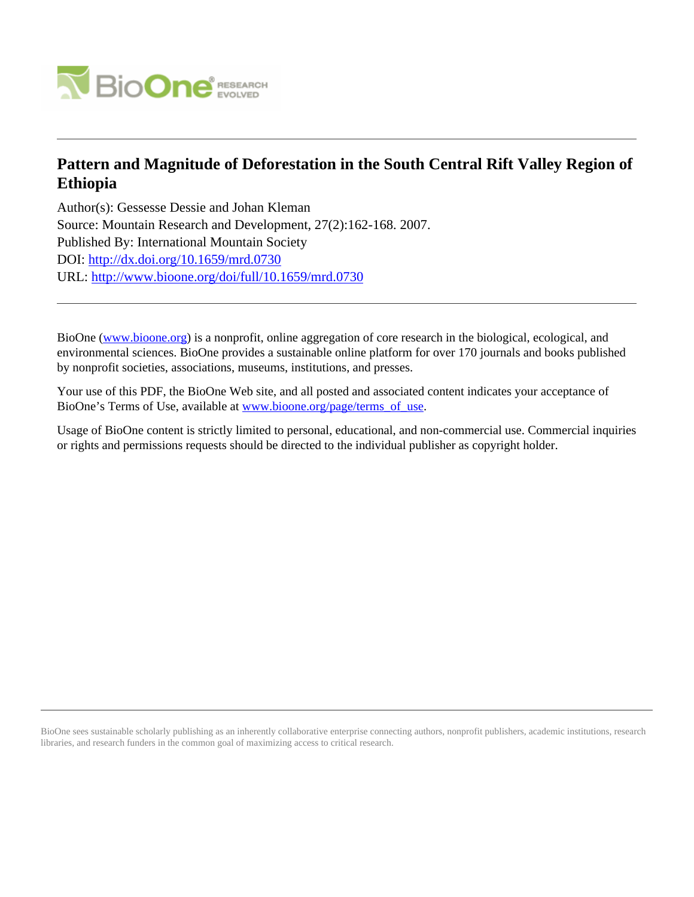# Pattern and Magnitude of Deforestation in the South Central Rift Valley Region of Ethiopia

Author(s): Gessesse Dessie and Johan Kleman

Source: Mountain Research and Development, 27(2):162-168. 2007.

Published By: International Mountain Society

DOI: http://dx.doi.org/10.1659/mrd.0730

URL: http://www.bioone.org/doi/full/10.1659/mrd.0730

---

BioOne (www.bioone.org) is a nonprofit, online aggregation of core research in the biological, ecological, and environmental sciences. BioOne provides a sustainable online platform for over 170 journals and books published by nonprofit societies, associations, museums, institutions, and presses.

Your use of this PDF, the BioOne Web site, and all posted and associated content indicates your acceptance of BioOne's Terms of Use, available at www.bioone.org/page/terms_of_use.

Usage of BioOne content is strictly limited to personal, educational, and non-commercial use. Commercial inquiries or rights and permissions requests should be directed to the individual publisher as copyright holder.

---

BioOne sees sustainable scholarly publishing as an inherently collaborative enterprise connecting authors, nonprofit publishers, academic institutions, research libraries, and research funders in the common goal of maximizing access to critical research.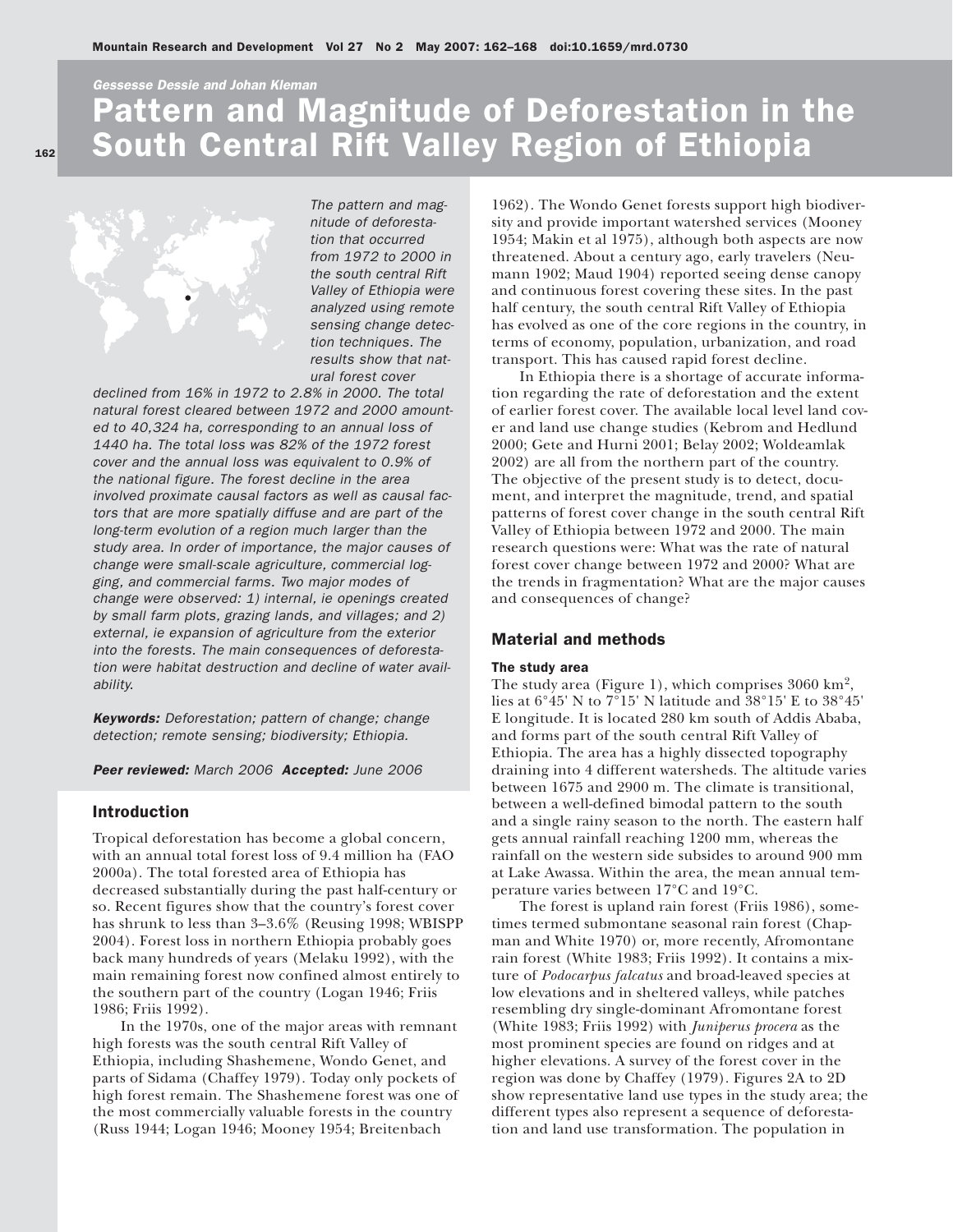*Gessesse Dessie and Johan Kleman*

# Pattern and Magnitude of Deforestation in the South Central Rift Valley Region of Ethiopia

*The pattern and magnitude of deforestation that occurred from 1972 to 2000 in the south central Rift Valley of Ethiopia were analyzed using remote sensing change detection techniques. The results show that natural forest cover declined from 16% in 1972 to 2.8% in 2000. The total natural forest cleared between 1972 and 2000 amounted to 40,324 ha, corresponding to an annual loss of 1440 ha. The total loss was 82% of the 1972 forest cover and the annual loss was equivalent to 0.9% of the national figure. The forest decline in the area involved proximate causal factors as well as causal factors that are more spatially diffuse and are part of the long-term evolution of a region much larger than the study area. In order of importance, the major causes of change were small-scale agriculture, commercial logging, and commercial farms. Two major modes of change were observed: 1) internal, ie openings created by small farm plots, grazing lands, and villages; and 2) external, ie expansion of agriculture from the exterior into the forests. The main consequences of deforestation were habitat destruction and decline of water availability.*

***Keywords:*** *Deforestation; pattern of change; change detection; remote sensing; biodiversity; Ethiopia.*

***Peer reviewed:*** *March 2006* ***Accepted:*** *June 2006*

## Introduction

Tropical deforestation has become a global concern, with an annual total forest loss of 9.4 million ha (FAO 2000a). The total forested area of Ethiopia has decreased substantially during the past half-century or so. Recent figures show that the country's forest cover has shrunk to less than 3–3.6% (Reusing 1998; WBISPP 2004). Forest loss in northern Ethiopia probably goes back many hundreds of years (Melaku 1992), with the main remaining forest now confined almost entirely to the southern part of the country (Logan 1946; Friis 1986; Friis 1992).

In the 1970s, one of the major areas with remnant high forests was the south central Rift Valley of Ethiopia, including Shashemene, Wondo Genet, and parts of Sidama (Chaffey 1979). Today only pockets of high forest remain. The Shashemene forest was one of the most commercially valuable forests in the country (Russ 1944; Logan 1946; Mooney 1954; Breitenbach 1962). The Wondo Genet forests support high biodiversity and provide important watershed services (Mooney 1954; Makin et al 1975), although both aspects are now threatened. About a century ago, early travelers (Neumann 1902; Maud 1904) reported seeing dense canopy and continuous forest covering these sites. In the past half century, the south central Rift Valley of Ethiopia has evolved as one of the core regions in the country, in terms of economy, population, urbanization, and road transport. This has caused rapid forest decline.

In Ethiopia there is a shortage of accurate information regarding the rate of deforestation and the extent of earlier forest cover. The available local level land cover and land use change studies (Kebrom and Hedlund 2000; Gete and Hurni 2001; Belay 2002; Woldeamlak 2002) are all from the northern part of the country. The objective of the present study is to detect, document, and interpret the magnitude, trend, and spatial patterns of forest cover change in the south central Rift Valley of Ethiopia between 1972 and 2000. The main research questions were: What was the rate of natural forest cover change between 1972 and 2000? What are the trends in fragmentation? What are the major causes and consequences of change?

## Material and methods

### The study area

The study area (Figure 1), which comprises 3060 km$^2$, lies at 6°45' N to 7°15' N latitude and 38°15' E to 38°45' E longitude. It is located 280 km south of Addis Ababa, and forms part of the south central Rift Valley of Ethiopia. The area has a highly dissected topography draining into 4 different watersheds. The altitude varies between 1675 and 2900 m. The climate is transitional, between a well-defined bimodal pattern to the south and a single rainy season to the north. The eastern half gets annual rainfall reaching 1200 mm, whereas the rainfall on the western side subsides to around 900 mm at Lake Awassa. Within the area, the mean annual temperature varies between 17°C and 19°C.

The forest is upland rain forest (Friis 1986), sometimes termed submontane seasonal rain forest (Chapman and White 1970) or, more recently, Afromontane rain forest (White 1983; Friis 1992). It contains a mixture of *Podocarpus falcatus* and broad-leaved species at low elevations and in sheltered valleys, while patches resembling dry single-dominant Afromontane forest (White 1983; Friis 1992) with *Juniperus procera* as the most prominent species are found on ridges and at higher elevations. A survey of the forest cover in the region was done by Chaffey (1979). Figures 2A to 2D show representative land use types in the study area; the different types also represent a sequence of deforestation and land use transformation. The population in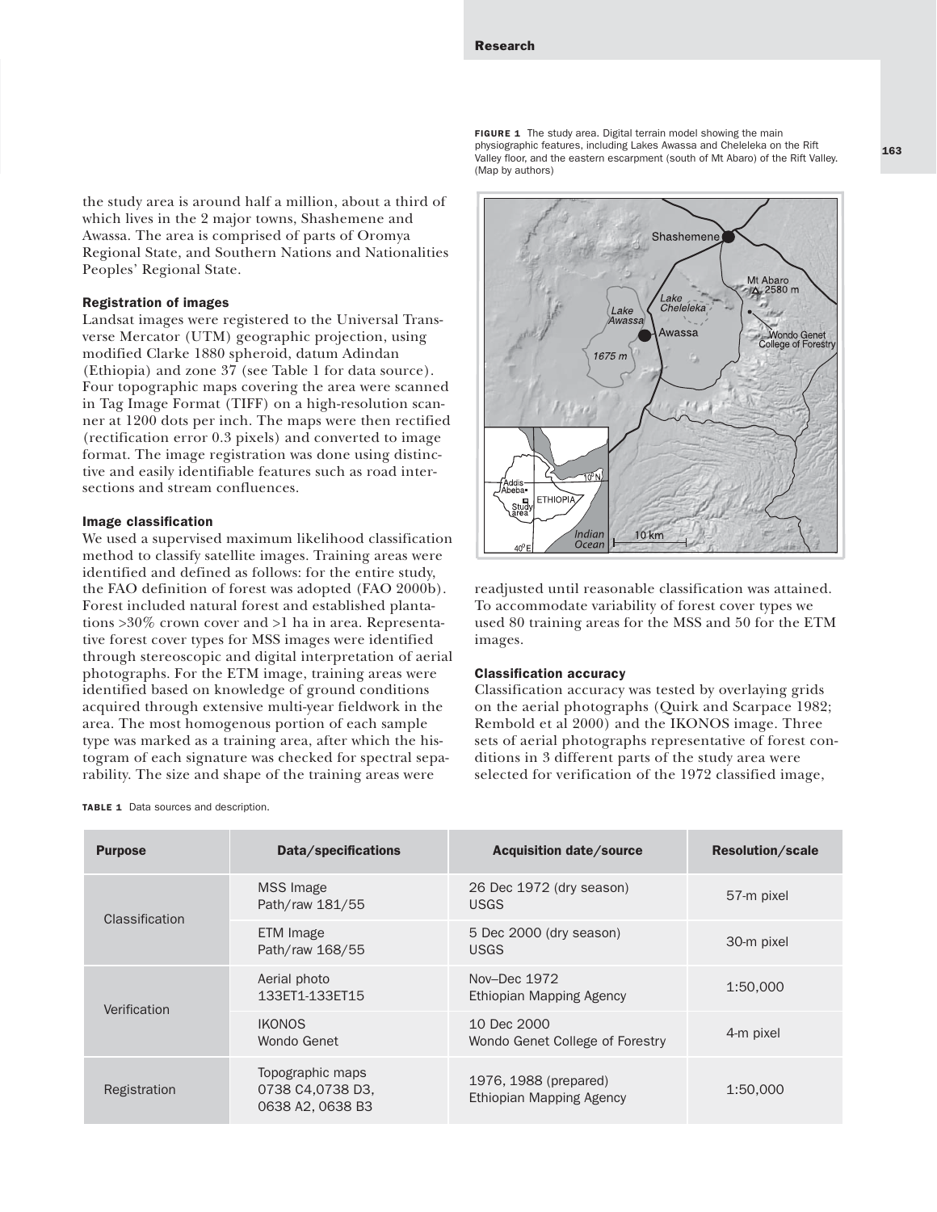the study area is around half a million, about a third of which lives in the 2 major towns, Shashemene and Awassa. The area is comprised of parts of Oromya Regional State, and Southern Nations and Nationalities Peoples' Regional State.

### Registration of images

Landsat images were registered to the Universal Transverse Mercator (UTM) geographic projection, using modified Clarke 1880 spheroid, datum Adindan (Ethiopia) and zone 37 (see Table 1 for data source). Four topographic maps covering the area were scanned in Tag Image Format (TIFF) on a high-resolution scanner at 1200 dots per inch. The maps were then rectified (rectification error 0.3 pixels) and converted to image format. The image registration was done using distinctive and easily identifiable features such as road intersections and stream confluences.

### Image classification

We used a supervised maximum likelihood classification method to classify satellite images. Training areas were identified and defined as follows: for the entire study, the FAO definition of forest was adopted (FAO 2000b). Forest included natural forest and established plantations >30% crown cover and >1 ha in area. Representative forest cover types for MSS images were identified through stereoscopic and digital interpretation of aerial photographs. For the ETM image, training areas were identified based on knowledge of ground conditions acquired through extensive multi-year fieldwork in the area. The most homogenous portion of each sample type was marked as a training area, after which the histogram of each signature was checked for spectral separability. The size and shape of the training areas were readjusted until reasonable classification was attained. To accommodate variability of forest cover types we used 80 training areas for the MSS and 50 for the ETM images.

### Classification accuracy

Classification accuracy was tested by overlaying grids on the aerial photographs (Quirk and Scarpace 1982; Rembold et al 2000) and the IKONOS image. Three sets of aerial photographs representative of forest conditions in 3 different parts of the study area were selected for verification of the 1972 classified image,

**FIGURE 1** The study area. Digital terrain model showing the main physiographic features, including Lakes Awassa and Cheleleka on the Rift Valley floor, and the eastern escarpment (south of Mt Abaro) of the Rift Valley. (Map by authors)

**TABLE 1** Data sources and description.

| Purpose | Data/specifications | Acquisition date/source | Resolution/scale |
|---|---|---|---|
| Classification | MSS Image Path/raw 181/55 | 26 Dec 1972 (dry season) USGS | 57-m pixel |
| | ETM Image Path/raw 168/55 | 5 Dec 2000 (dry season) USGS | 30-m pixel |
| Verification | Aerial photo 133ET1-133ET15 | Nov–Dec 1972 Ethiopian Mapping Agency | 1:50,000 |
| | IKONOS Wondo Genet | 10 Dec 2000 Wondo Genet College of Forestry | 4-m pixel |
| Registration | Topographic maps 0738 C4,0738 D3, 0638 A2, 0638 B3 | 1976, 1988 (prepared) Ethiopian Mapping Agency | 1:50,000 |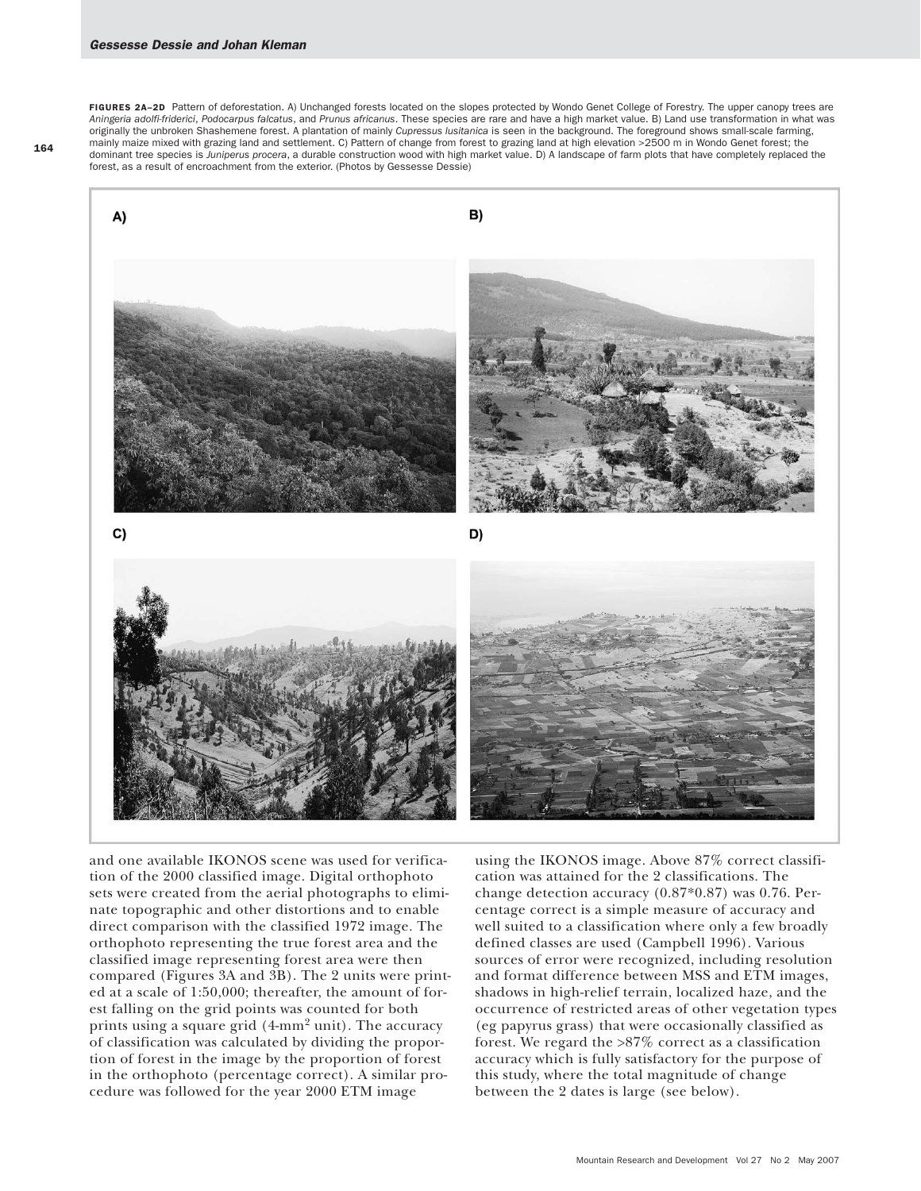**FIGURES 2A–2D** Pattern of deforestation. A) Unchanged forests located on the slopes protected by Wondo Genet College of Forestry. The upper canopy trees are *Aningeria adolfi-friderici*, *Podocarpus falcatus*, and *Prunus africanus*. These species are rare and have a high market value. B) Land use transformation in what was originally the unbroken Shashemene forest. A plantation of mainly *Cupressus lusitanica* is seen in the background. The foreground shows small-scale farming, mainly maize mixed with grazing land and settlement. C) Pattern of change from forest to grazing land at high elevation >2500 m in Wondo Genet forest; the dominant tree species is *Juniperus procera*, a durable construction wood with high market value. D) A landscape of farm plots that have completely replaced the forest, as a result of encroachment from the exterior. (Photos by Gessesse Dessie)

and one available IKONOS scene was used for verification of the 2000 classified image. Digital orthophoto sets were created from the aerial photographs to eliminate topographic and other distortions and to enable direct comparison with the classified 1972 image. The orthophoto representing the true forest area and the classified image representing forest area were then compared (Figures 3A and 3B). The 2 units were printed at a scale of 1:50,000; thereafter, the amount of forest falling on the grid points was counted for both prints using a square grid (4-mm$^2$ unit). The accuracy of classification was calculated by dividing the proportion of forest in the image by the proportion of forest in the orthophoto (percentage correct). A similar procedure was followed for the year 2000 ETM image using the IKONOS image. Above 87% correct classification was attained for the 2 classifications. The change detection accuracy (0.87*0.87) was 0.76. Percentage correct is a simple measure of accuracy and well suited to a classification where only a few broadly defined classes are used (Campbell 1996). Various sources of error were recognized, including resolution and format difference between MSS and ETM images, shadows in high-relief terrain, localized haze, and the occurrence of restricted areas of other vegetation types (eg papyrus grass) that were occasionally classified as forest. We regard the >87% correct as a classification accuracy which is fully satisfactory for the purpose of this study, where the total magnitude of change between the 2 dates is large (see below).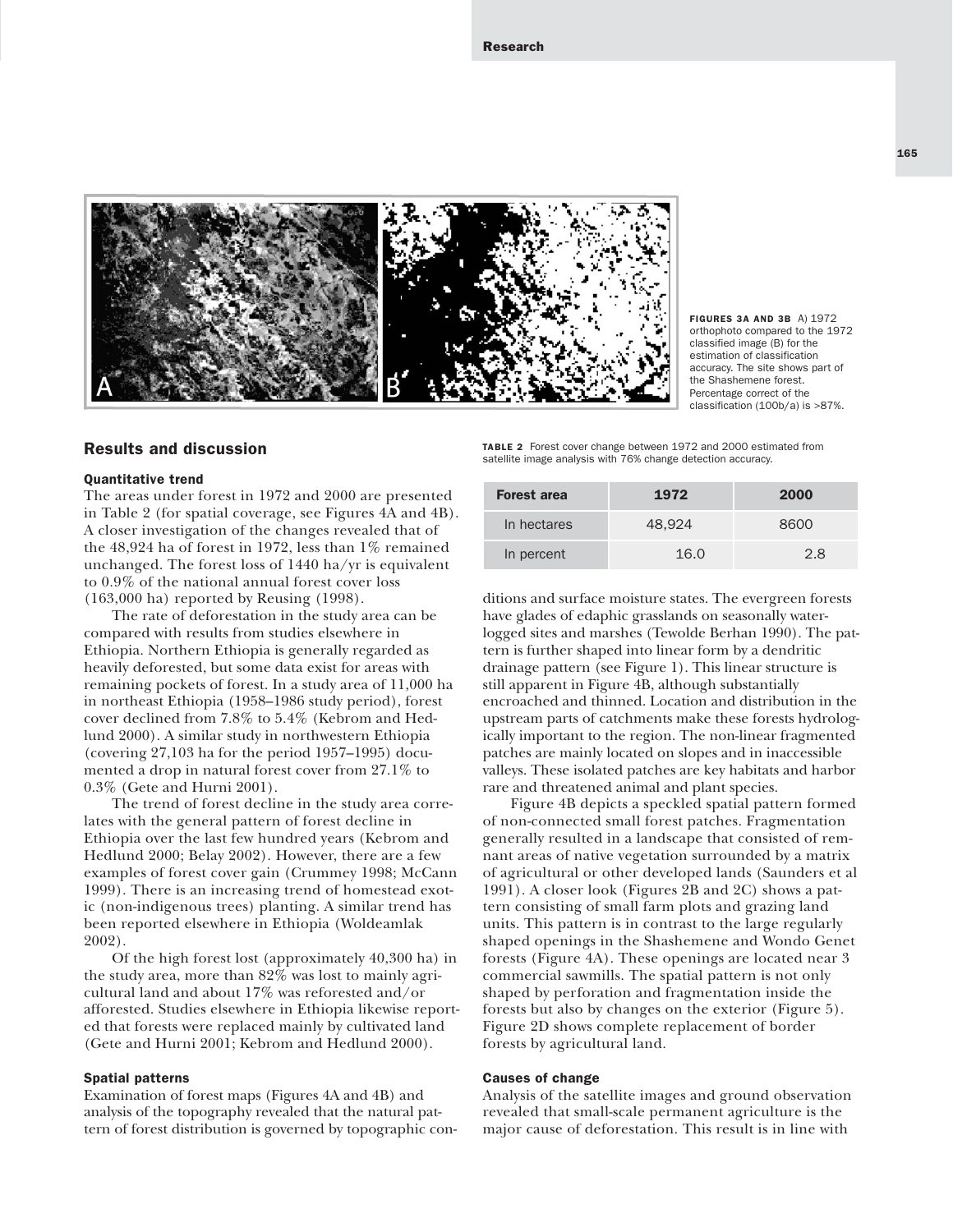**FIGURES 3A AND 3B** A) 1972 orthophoto compared to the 1972 classified image (B) for the estimation of classification accuracy. The site shows part of the Shashemene forest. Percentage correct of the classification (100b/a) is >87%.

## Results and discussion

### Quantitative trend

The areas under forest in 1972 and 2000 are presented in Table 2 (for spatial coverage, see Figures 4A and 4B). A closer investigation of the changes revealed that of the 48,924 ha of forest in 1972, less than 1% remained unchanged. The forest loss of 1440 ha/yr is equivalent to 0.9% of the national annual forest cover loss (163,000 ha) reported by Reusing (1998).

The rate of deforestation in the study area can be compared with results from studies elsewhere in Ethiopia. Northern Ethiopia is generally regarded as heavily deforested, but some data exist for areas with remaining pockets of forest. In a study area of 11,000 ha in northeast Ethiopia (1958–1986 study period), forest cover declined from 7.8% to 5.4% (Kebrom and Hedlund 2000). A similar study in northwestern Ethiopia (covering 27,103 ha for the period 1957–1995) documented a drop in natural forest cover from 27.1% to 0.3% (Gete and Hurni 2001).

The trend of forest decline in the study area correlates with the general pattern of forest decline in Ethiopia over the last few hundred years (Kebrom and Hedlund 2000; Belay 2002). However, there are a few examples of forest cover gain (Crummey 1998; McCann 1999). There is an increasing trend of homestead exotic (non-indigenous trees) planting. A similar trend has been reported elsewhere in Ethiopia (Woldeamlak 2002).

Of the high forest lost (approximately 40,300 ha) in the study area, more than 82% was lost to mainly agricultural land and about 17% was reforested and/or afforested. Studies elsewhere in Ethiopia likewise reported that forests were replaced mainly by cultivated land (Gete and Hurni 2001; Kebrom and Hedlund 2000).

**TABLE 2** Forest cover change between 1972 and 2000 estimated from satellite image analysis with 76% change detection accuracy.

| Forest area | 1972 | 2000 |
|---|---|---|
| In hectares | 48,924 | 8600 |
| In percent | 16.0 | 2.8 |

### Spatial patterns

Examination of forest maps (Figures 4A and 4B) and analysis of the topography revealed that the natural pattern of forest distribution is governed by topographic conditions and surface moisture states. The evergreen forests have glades of edaphic grasslands on seasonally waterlogged sites and marshes (Tewolde Berhan 1990). The pattern is further shaped into linear form by a dendritic drainage pattern (see Figure 1). This linear structure is still apparent in Figure 4B, although substantially encroached and thinned. Location and distribution in the upstream parts of catchments make these forests hydrologically important to the region. The non-linear fragmented patches are mainly located on slopes and in inaccessible valleys. These isolated patches are key habitats and harbor rare and threatened animal and plant species.

Figure 4B depicts a speckled spatial pattern formed of non-connected small forest patches. Fragmentation generally resulted in a landscape that consisted of remnant areas of native vegetation surrounded by a matrix of agricultural or other developed lands (Saunders et al 1991). A closer look (Figures 2B and 2C) shows a pattern consisting of small farm plots and grazing land units. This pattern is in contrast to the large regularly shaped openings in the Shashemene and Wondo Genet forests (Figure 4A). These openings are located near 3 commercial sawmills. The spatial pattern is not only shaped by perforation and fragmentation inside the forests but also by changes on the exterior (Figure 5). Figure 2D shows complete replacement of border forests by agricultural land.

### Causes of change

Analysis of the satellite images and ground observation revealed that small-scale permanent agriculture is the major cause of deforestation. This result is in line with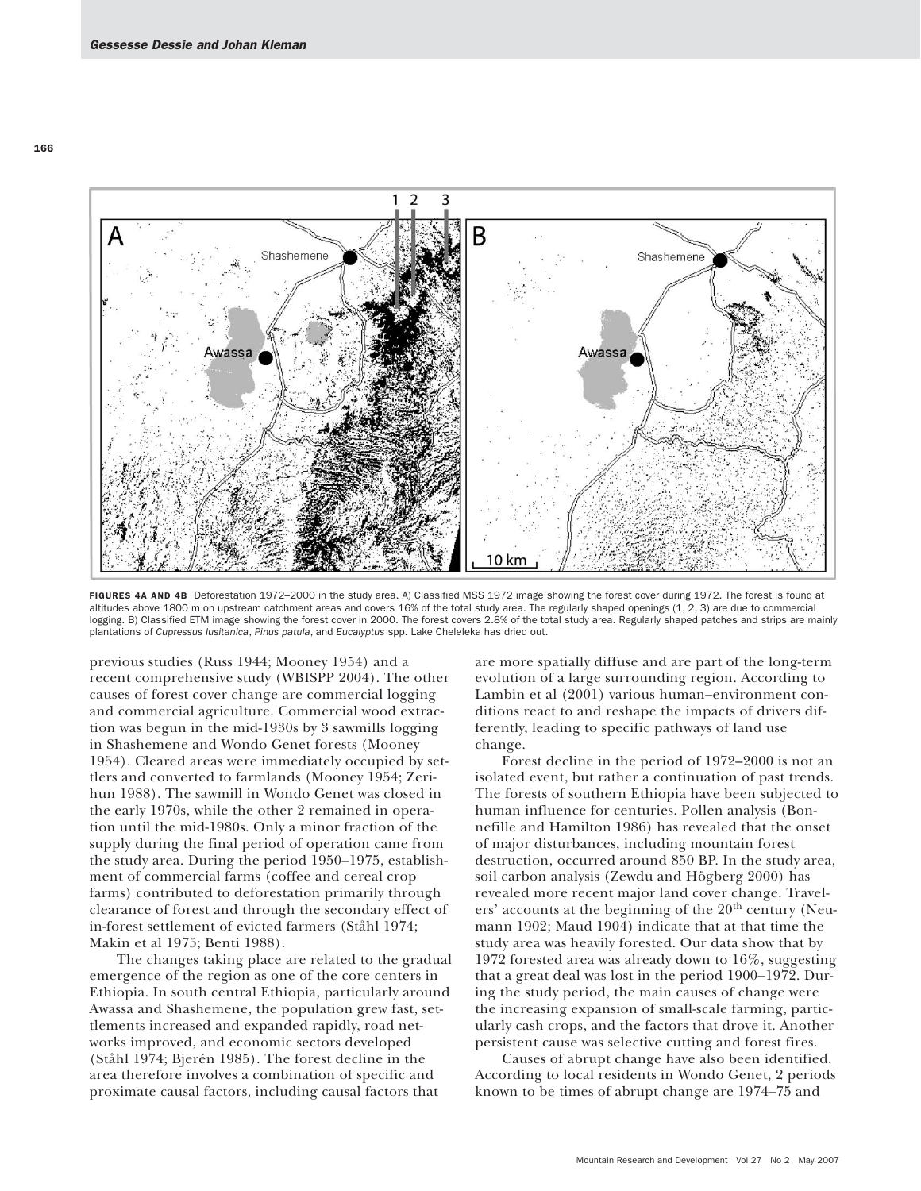FIGURES 4A AND 4B Deforestation 1972–2000 in the study area. A) Classified MSS 1972 image showing the forest cover during 1972. The forest is found at altitudes above 1800 m on upstream catchment areas and covers 16% of the total study area. The regularly shaped openings (1, 2, 3) are due to commercial logging. B) Classified ETM image showing the forest cover in 2000. The forest covers 2.8% of the total study area. Regularly shaped patches and strips are mainly plantations of *Cupressus lusitanica*, *Pinus patula*, and *Eucalyptus* spp. Lake Cheleleka has dried out.

previous studies (Russ 1944; Mooney 1954) and a recent comprehensive study (WBISPP 2004). The other causes of forest cover change are commercial logging and commercial agriculture. Commercial wood extraction was begun in the mid-1930s by 3 sawmills logging in Shashemene and Wondo Genet forests (Mooney 1954). Cleared areas were immediately occupied by settlers and converted to farmlands (Mooney 1954; Zerihun 1988). The sawmill in Wondo Genet was closed in the early 1970s, while the other 2 remained in operation until the mid-1980s. Only a minor fraction of the supply during the final period of operation came from the study area. During the period 1950–1975, establishment of commercial farms (coffee and cereal crop farms) contributed to deforestation primarily through clearance of forest and through the secondary effect of in-forest settlement of evicted farmers (Ståhl 1974; Makin et al 1975; Benti 1988).

The changes taking place are related to the gradual emergence of the region as one of the core centers in Ethiopia. In south central Ethiopia, particularly around Awassa and Shashemene, the population grew fast, settlements increased and expanded rapidly, road networks improved, and economic sectors developed (Ståhl 1974; Bjerén 1985). The forest decline in the area therefore involves a combination of specific and proximate causal factors, including causal factors that are more spatially diffuse and are part of the long-term evolution of a large surrounding region. According to Lambin et al (2001) various human–environment conditions react to and reshape the impacts of drivers differently, leading to specific pathways of land use change.

Forest decline in the period of 1972–2000 is not an isolated event, but rather a continuation of past trends. The forests of southern Ethiopia have been subjected to human influence for centuries. Pollen analysis (Bonnefille and Hamilton 1986) has revealed that the onset of major disturbances, including mountain forest destruction, occurred around 850 BP. In the study area, soil carbon analysis (Zewdu and Högberg 2000) has revealed more recent major land cover change. Travelers' accounts at the beginning of the 20th century (Neumann 1902; Maud 1904) indicate that at that time the study area was heavily forested. Our data show that by 1972 forested area was already down to 16%, suggesting that a great deal was lost in the period 1900–1972. During the study period, the main causes of change were the increasing expansion of small-scale farming, particularly cash crops, and the factors that drove it. Another persistent cause was selective cutting and forest fires.

Causes of abrupt change have also been identified. According to local residents in Wondo Genet, 2 periods known to be times of abrupt change are 1974–75 and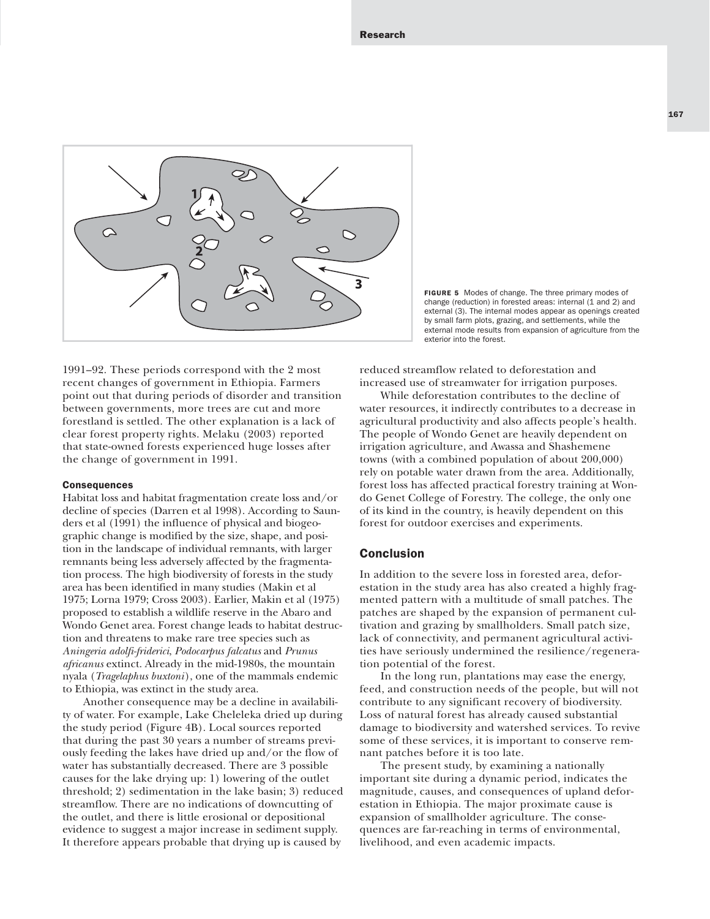FIGURE 5 Modes of change. The three primary modes of change (reduction) in forested areas: internal (1 and 2) and external (3). The internal modes appear as openings created by small farm plots, grazing, and settlements, while the external mode results from expansion of agriculture from the exterior into the forest.

1991–92. These periods correspond with the 2 most recent changes of government in Ethiopia. Farmers point out that during periods of disorder and transition between governments, more trees are cut and more forestland is settled. The other explanation is a lack of clear forest property rights. Melaku (2003) reported that state-owned forests experienced huge losses after the change of government in 1991.

### Consequences

Habitat loss and habitat fragmentation create loss and/or decline of species (Darren et al 1998). According to Saunders et al (1991) the influence of physical and biogeographic change is modified by the size, shape, and position in the landscape of individual remnants, with larger remnants being less adversely affected by the fragmentation process. The high biodiversity of forests in the study area has been identified in many studies (Makin et al 1975; Lorna 1979; Cross 2003). Earlier, Makin et al (1975) proposed to establish a wildlife reserve in the Abaro and Wondo Genet area. Forest change leads to habitat destruction and threatens to make rare tree species such as *Aningeria adolfi-friderici*, *Podocarpus falcatus* and *Prunus africanus* extinct. Already in the mid-1980s, the mountain nyala (*Tragelaphus buxtoni*), one of the mammals endemic to Ethiopia, was extinct in the study area.

Another consequence may be a decline in availability of water. For example, Lake Cheleleka dried up during the study period (Figure 4B). Local sources reported that during the past 30 years a number of streams previously feeding the lakes have dried up and/or the flow of water has substantially decreased. There are 3 possible causes for the lake drying up: 1) lowering of the outlet threshold; 2) sedimentation in the lake basin; 3) reduced streamflow. There are no indications of downcutting of the outlet, and there is little erosional or depositional evidence to suggest a major increase in sediment supply. It therefore appears probable that drying up is caused by reduced streamflow related to deforestation and increased use of streamwater for irrigation purposes.

While deforestation contributes to the decline of water resources, it indirectly contributes to a decrease in agricultural productivity and also affects people's health. The people of Wondo Genet are heavily dependent on irrigation agriculture, and Awassa and Shashemene towns (with a combined population of about 200,000) rely on potable water drawn from the area. Additionally, forest loss has affected practical forestry training at Wondo Genet College of Forestry. The college, the only one of its kind in the country, is heavily dependent on this forest for outdoor exercises and experiments.

## Conclusion

In addition to the severe loss in forested area, deforestation in the study area has also created a highly fragmented pattern with a multitude of small patches. The patches are shaped by the expansion of permanent cultivation and grazing by smallholders. Small patch size, lack of connectivity, and permanent agricultural activities have seriously undermined the resilience/regeneration potential of the forest.

In the long run, plantations may ease the energy, feed, and construction needs of the people, but will not contribute to any significant recovery of biodiversity. Loss of natural forest has already caused substantial damage to biodiversity and watershed services. To revive some of these services, it is important to conserve remnant patches before it is too late.

The present study, by examining a nationally important site during a dynamic period, indicates the magnitude, causes, and consequences of upland deforestation in Ethiopia. The major proximate cause is expansion of smallholder agriculture. The consequences are far-reaching in terms of environmental, livelihood, and even academic impacts.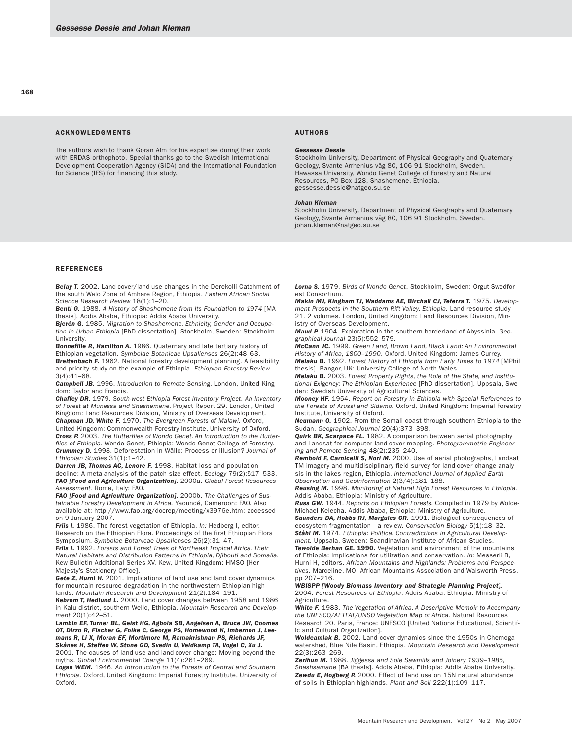## ACKNOWLEDGMENTS

The authors wish to thank Göran Alm for his expertise during their work with ERDAS orthophoto. Special thanks go to the Swedish International Development Cooperation Agency (SIDA) and the International Foundation for Science (IFS) for financing this study.

## AUTHORS

***Gessesse Dessie***
Stockholm University, Department of Physical Geography and Quaternary Geology, Svante Arrhenius väg 8C, 106 91 Stockholm, Sweden.
Hawassa University, Wondo Genet College of Forestry and Natural Resources, PO Box 128, Shashemene, Ethiopia.
gessesse.dessie@natgeo.su.se

***Johan Kleman***
Stockholm University, Department of Physical Geography and Quaternary Geology, Svante Arrhenius väg 8C, 106 91 Stockholm, Sweden.
johan.kleman@natgeo.su.se

## REFERENCES

***Belay T.*** 2002. Land-cover/land-use changes in the Derekolli Catchment of the south Welo Zone of Amhare Region, Ethiopia. *Eastern African Social Science Research Review* 18(1):1–20.
***Benti G.*** 1988. *A History of Shashemene from Its Foundation to 1974* [MA thesis]. Addis Ababa, Ethiopia: Addis Ababa University.
***Bjerén G.*** 1985. *Migration to Shashemene. Ethnicity, Gender and Occupation in Urban Ethiopia* [PhD dissertation]. Stockholm, Sweden: Stockholm University.
***Bonnefille R, Hamilton A.*** 1986. Quaternary and late tertiary history of Ethiopian vegetation. *Symbolae Botanicae Upsalienses* 26(2):48–63.
***Breitenbach F.*** 1962. National forestry development planning. A feasibility and priority study on the example of Ethiopia. *Ethiopian Forestry Review* 3(4):41–68.
***Campbell JB.*** 1996. *Introduction to Remote Sensing.* London, United Kingdom: Taylor and Francis.
***Chaffey DR.*** 1979. *South-west Ethiopia Forest Inventory Project. An Inventory of Forest at Munessa and Shashemene.* Project Report 29. London, United Kingdom: Land Resources Division, Ministry of Overseas Development.
***Chapman JD, White F.*** 1970. *The Evergreen Forests of Malawi.* Oxford, United Kingdom: Commonwealth Forestry Institute, University of Oxford.
***Cross P.*** 2003. *The Butterflies of Wondo Genet. An Introduction to the Butterflies of Ethiopia.* Wondo Genet, Ethiopia: Wondo Genet College of Forestry.
***Crummey D.*** 1998. Deforestation in Wällo: Process or illusion? *Journal of Ethiopian Studies* 31(1):1–42.
***Darren JB, Thomas AC, Lenore F.*** 1998. Habitat loss and population decline: A meta-analysis of the patch size effect. *Ecology* 79(2):517–533.
***FAO [Food and Agriculture Organization].*** 2000a. *Global Forest Resources Assessment.* Rome, Italy: FAO.
***FAO [Food and Agriculture Organization].*** 2000b. *The Challenges of Sustainable Forestry Development in Africa.* Yaoundé, Cameroon: FAO. Also available at: http://www.fao.org/docrep/meeting/x3976e.htm; accessed on 9 January 2007.
***Friis I.*** 1986. The forest vegetation of Ethiopia. *In:* Hedberg I, editor. Research on the Ethiopian Flora. Proceedings of the first Ethiopian Flora Symposium. *Symbolae Botanicae Upsalienses* 26(2):31–47.
***Friis I.*** 1992. *Forests and Forest Trees of Northeast Tropical Africa. Their Natural Habitats and Distribution Patterns in Ethiopia, Djibouti and Somalia.* Kew Bulletin Additional Series XV. Kew, United Kingdom: HMSO [Her Majesty's Stationery Office].
***Gete Z, Hurni H.*** 2001. Implications of land use and land cover dynamics for mountain resource degradation in the northwestern Ethiopian highlands. *Mountain Research and Development* 21(2):184–191.
***Kebrom T, Hedlund L.*** 2000. Land cover changes between 1958 and 1986 in Kalu district, southern Wello, Ethiopia. *Mountain Research and Development* 20(1):42–51.
***Lambin EF, Turner BL, Geist HG, Agbola SB, Angelsen A, Bruce JW, Coomes OT, Dirzo R, Fischer G, Folke C, George PS, Homewood K, Imbernon J, Leemans R, Li X, Moran EF, Mortimore M, Ramakrishnan PS, Richards JF, Skånes H, Steffen W, Stone GD, Svedin U, Veldkamp TA, Vogel C, Xu J.*** 2001. The causes of land-use and land-cover change: Moving beyond the myths. *Global Environmental Change* 11(4):261–269.
***Logan WEM.*** 1946. *An Introduction to the Forests of Central and Southern Ethiopia*. Oxford, United Kingdom: Imperial Forestry Institute, University of Oxford.
***Lorna S.*** 1979. *Birds of Wondo Genet*. Stockholm, Sweden: Orgut-Swedforest Consortium.
***Makin MJ, Kingham TJ, Waddams AE, Birchall CJ, Teferra T.*** 1975. *Development Prospects in the Southern Rift Valley, Ethiopia.* Land resource study 21. 2 volumes. London, United Kingdom: Land Resources Division, Ministry of Overseas Development.
***Maud P.*** 1904. Exploration in the southern borderland of Abyssinia. *Geographical Journal* 23(5):552–579.
***McCann JC.*** 1999. *Green Land, Brown Land, Black Land: An Environmental History of Africa, 1800–1990.* Oxford, United Kingdom: James Currey.
***Melaku B.*** 1992. *Forest History of Ethiopia from Early Times to 1974* [MPhil thesis]. Bangor, UK: University College of North Wales.
***Melaku B.*** 2003. *Forest Property Rights, the Role of the State, and Institutional Exigency: The Ethiopian Experience* [PhD dissertation]. Uppsala, Sweden: Swedish University of Agricultural Sciences.
***Mooney HF.*** 1954. *Report on Forestry in Ethiopia with Special References to the Forests of Arussi and Sidamo.* Oxford, United Kingdom: Imperial Forestry Institute, University of Oxford.
***Neumann O.*** 1902. From the Somali coast through southern Ethiopia to the Sudan. *Geographical Journal* 20(4):373–398.
***Quirk BK, Scarpace FL.*** 1982. A comparison between aerial photography and Landsat for computer land-cover mapping. *Photogrammetric Engineering and Remote Sensing* 48(2):235–240.
***Rembold F, Carnicelli S, Nori M.*** 2000. Use of aerial photographs, Landsat TM imagery and multidisciplinary field survey for land-cover change analysis in the lakes region, Ethiopia. *International Journal of Applied Earth Observation and Geoinformation* 2(3/4):181–188.
***Reusing M.*** 1998. *Monitoring of Natural High Forest Resources in Ethiopia.* Addis Ababa, Ethiopia: Ministry of Agriculture.
***Russ GW.*** 1944. *Reports on Ethiopian Forests.* Compiled in 1979 by Wolde-Michael Kelecha. Addis Ababa, Ethiopia: Ministry of Agriculture.
***Saunders DA, Hobbs RJ, Margules CR.*** 1991. Biological consequences of ecosystem fragmentation—a review. *Conservation Biology* 5(1):18–32.
***Ståhl M.*** 1974. *Ethiopia: Political Contradictions in Agricultural Development.* Uppsala, Sweden: Scandinavian Institute of African Studies.
***Tewolde Berhan GE. 1990.*** Vegetation and environment of the mountains of Ethiopia: Implications for utilization and conservation. *In:* Messerli B, Hurni H, editors. *African Mountains and Highlands: Problems and Perspectives*. Marceline, MO: African Mountains Association and Walsworth Press, pp 207–216.
***WBISPP [Woody Biomass Inventory and Strategic Planning Project].*** 2004. *Forest Resources of Ethiopia*. Addis Ababa, Ethiopia: Ministry of Agriculture.
***White F.*** 1983. *The Vegetation of Africa. A Descriptive Memoir to Accompany the UNESCO/AETFAT/UNSO Vegetation Map of Africa.* Natural Resources Research 20. Paris, France: UNESCO [United Nations Educational, Scientific and Cultural Organization].
***Woldeamlak B.*** 2002. Land cover dynamics since the 1950s in Chemoga watershed, Blue Nile Basin, Ethiopia. *Mountain Research and Development* 22(3):263–269.
***Zerihun M.*** 1988. *Jiggessa and Sole Sawmills and Joinery 1939–1985, Shashsamane* [BA thesis]. Addis Ababa, Ethiopia: Addis Ababa University.
***Zewdu E, Högberg P.*** 2000. Effect of land use on 15N natural abundance of soils in Ethiopian highlands. *Plant and Soil* 222(1):109–117.